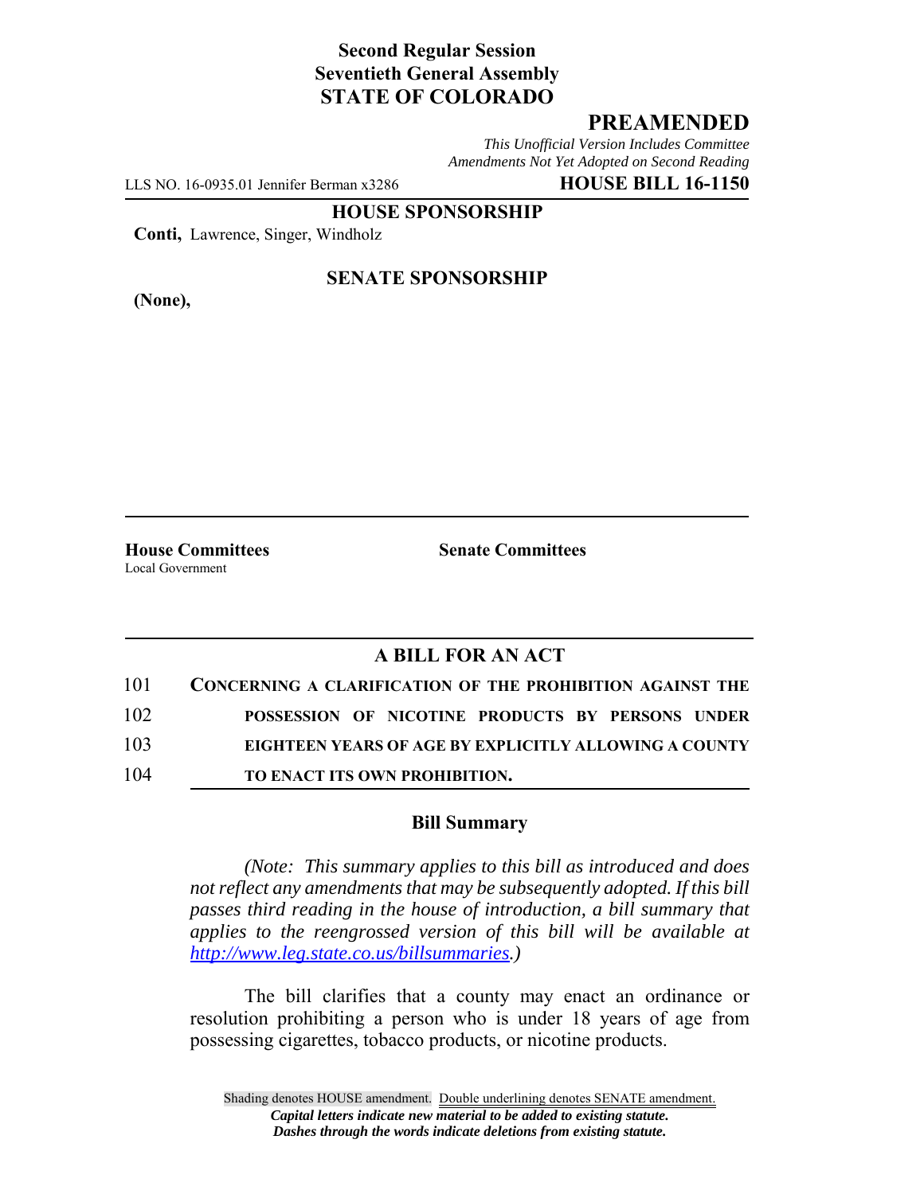**Second Regular Session**
**Seventieth General Assembly**
**STATE OF COLORADO**

# PREAMENDED

*This Unofficial Version Includes Committee Amendments Not Yet Adopted on Second Reading*

LLS NO. 16-0935.01 Jennifer Berman x3286 **HOUSE BILL 16-1150**

**HOUSE SPONSORSHIP**

**Conti,** Lawrence, Singer, Windholz

**SENATE SPONSORSHIP**

**(None),**

**House Committees**
Local Government

**Senate Committees**

## A BILL FOR AN ACT

101 **CONCERNING A CLARIFICATION OF THE PROHIBITION AGAINST THE**
102 **POSSESSION OF NICOTINE PRODUCTS BY PERSONS UNDER**
103 **EIGHTEEN YEARS OF AGE BY EXPLICITLY ALLOWING A COUNTY**
104 **TO ENACT ITS OWN PROHIBITION.**

### Bill Summary

*(Note: This summary applies to this bill as introduced and does not reflect any amendments that may be subsequently adopted. If this bill passes third reading in the house of introduction, a bill summary that applies to the reengrossed version of this bill will be available at http://www.leg.state.co.us/billsummaries.)*

The bill clarifies that a county may enact an ordinance or resolution prohibiting a person who is under 18 years of age from possessing cigarettes, tobacco products, or nicotine products.

Shading denotes HOUSE amendment. Double underlining denotes SENATE amendment.
*Capital letters indicate new material to be added to existing statute.*
*Dashes through the words indicate deletions from existing statute.*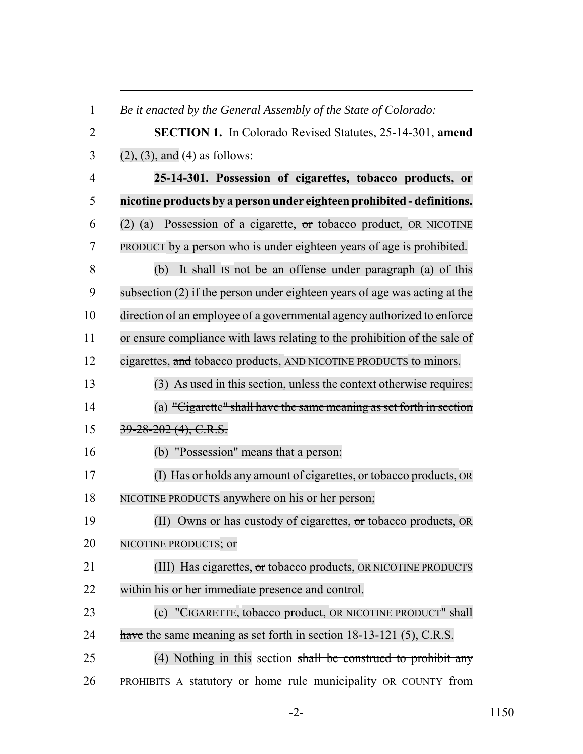*Be it enacted by the General Assembly of the State of Colorado:*

**SECTION 1.** In Colorado Revised Statutes, 25-14-301, **amend** (2), (3), and (4) as follows:

**25-14-301. Possession of cigarettes, tobacco products, or nicotine products by a person under eighteen prohibited - definitions.** (2) (a) Possession of a cigarette, ~~or~~ tobacco product, OR NICOTINE PRODUCT by a person who is under eighteen years of age is prohibited.

(b) It ~~shall~~ IS not ~~be~~ an offense under paragraph (a) of this subsection (2) if the person under eighteen years of age was acting at the direction of an employee of a governmental agency authorized to enforce or ensure compliance with laws relating to the prohibition of the sale of cigarettes, ~~and~~ tobacco products, AND NICOTINE PRODUCTS to minors.

(3) As used in this section, unless the context otherwise requires:

(a) ~~"Cigarette" shall have the same meaning as set forth in section 39-28-202 (4), C.R.S.~~

(b) "Possession" means that a person:

(I) Has or holds any amount of cigarettes, ~~or~~ tobacco products, OR NICOTINE PRODUCTS anywhere on his or her person;

(II) Owns or has custody of cigarettes, ~~or~~ tobacco products, OR NICOTINE PRODUCTS; or

(III) Has cigarettes, ~~or~~ tobacco products, OR NICOTINE PRODUCTS within his or her immediate presence and control.

(c) "CIGARETTE, tobacco product, OR NICOTINE PRODUCT" ~~shall have~~ the same meaning as set forth in section 18-13-121 (5), C.R.S.

(4) Nothing in this section ~~shall be construed to prohibit any~~ PROHIBITS A statutory or home rule municipality OR COUNTY from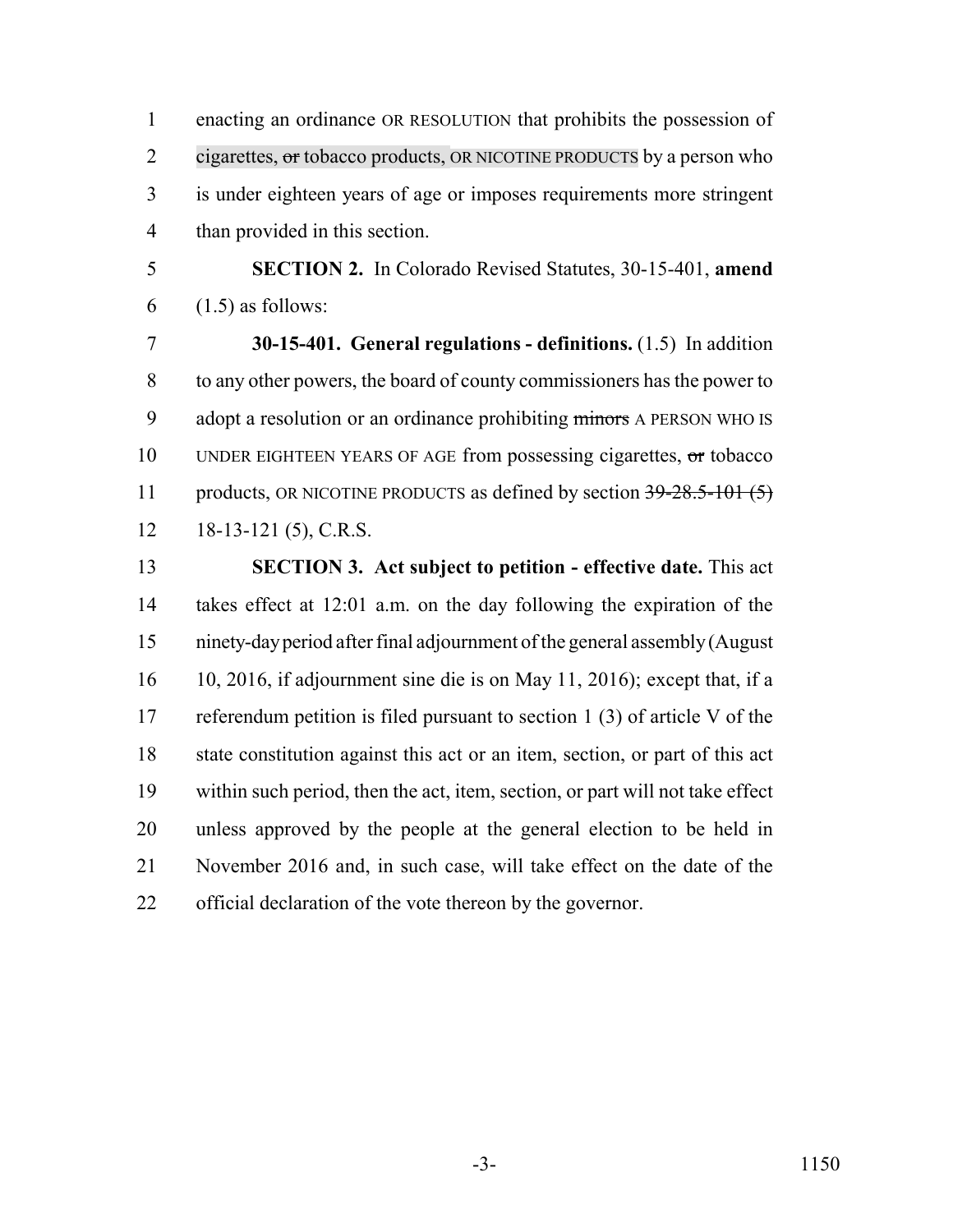enacting an ordinance OR RESOLUTION that prohibits the possession of cigarettes, ~~or~~ tobacco products, OR NICOTINE PRODUCTS by a person who is under eighteen years of age or imposes requirements more stringent than provided in this section.

**SECTION 2.** In Colorado Revised Statutes, 30-15-401, **amend** (1.5) as follows:

**30-15-401. General regulations - definitions.** (1.5) In addition to any other powers, the board of county commissioners has the power to adopt a resolution or an ordinance prohibiting ~~minors~~ A PERSON WHO IS UNDER EIGHTEEN YEARS OF AGE from possessing cigarettes, ~~or~~ tobacco products, OR NICOTINE PRODUCTS as defined by section ~~39-28.5-101 (5)~~ 18-13-121 (5), C.R.S.

**SECTION 3. Act subject to petition - effective date.** This act takes effect at 12:01 a.m. on the day following the expiration of the ninety-day period after final adjournment of the general assembly (August 10, 2016, if adjournment sine die is on May 11, 2016); except that, if a referendum petition is filed pursuant to section 1 (3) of article V of the state constitution against this act or an item, section, or part of this act within such period, then the act, item, section, or part will not take effect unless approved by the people at the general election to be held in November 2016 and, in such case, will take effect on the date of the official declaration of the vote thereon by the governor.